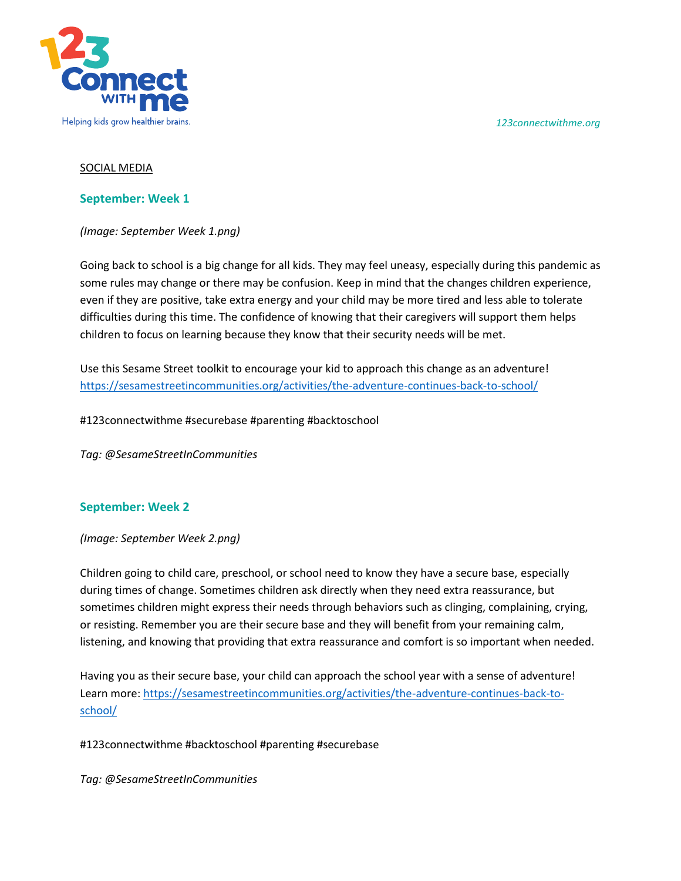Helping kids grow healthier brains.

123connectwithme.org

SOCIAL MEDIA

## September: Week 1

*(Image: September Week 1.png)*

Going back to school is a big change for all kids. They may feel uneasy, especially during this pandemic as some rules may change or there may be confusion. Keep in mind that the changes children experience, even if they are positive, take extra energy and your child may be more tired and less able to tolerate difficulties during this time. The confidence of knowing that their caregivers will support them helps children to focus on learning because they know that their security needs will be met.

Use this Sesame Street toolkit to encourage your kid to approach this change as an adventure! https://sesamestreetincommunities.org/activities/the-adventure-continues-back-to-school/

#123connectwithme #securebase #parenting #backtoschool

*Tag: @SesameStreetInCommunities*

## September: Week 2

*(Image: September Week 2.png)*

Children going to child care, preschool, or school need to know they have a secure base, especially during times of change. Sometimes children ask directly when they need extra reassurance, but sometimes children might express their needs through behaviors such as clinging, complaining, crying, or resisting. Remember you are their secure base and they will benefit from your remaining calm, listening, and knowing that providing that extra reassurance and comfort is so important when needed.

Having you as their secure base, your child can approach the school year with a sense of adventure! Learn more: https://sesamestreetincommunities.org/activities/the-adventure-continues-back-to-school/

#123connectwithme #backtoschool #parenting #securebase

*Tag: @SesameStreetInCommunities*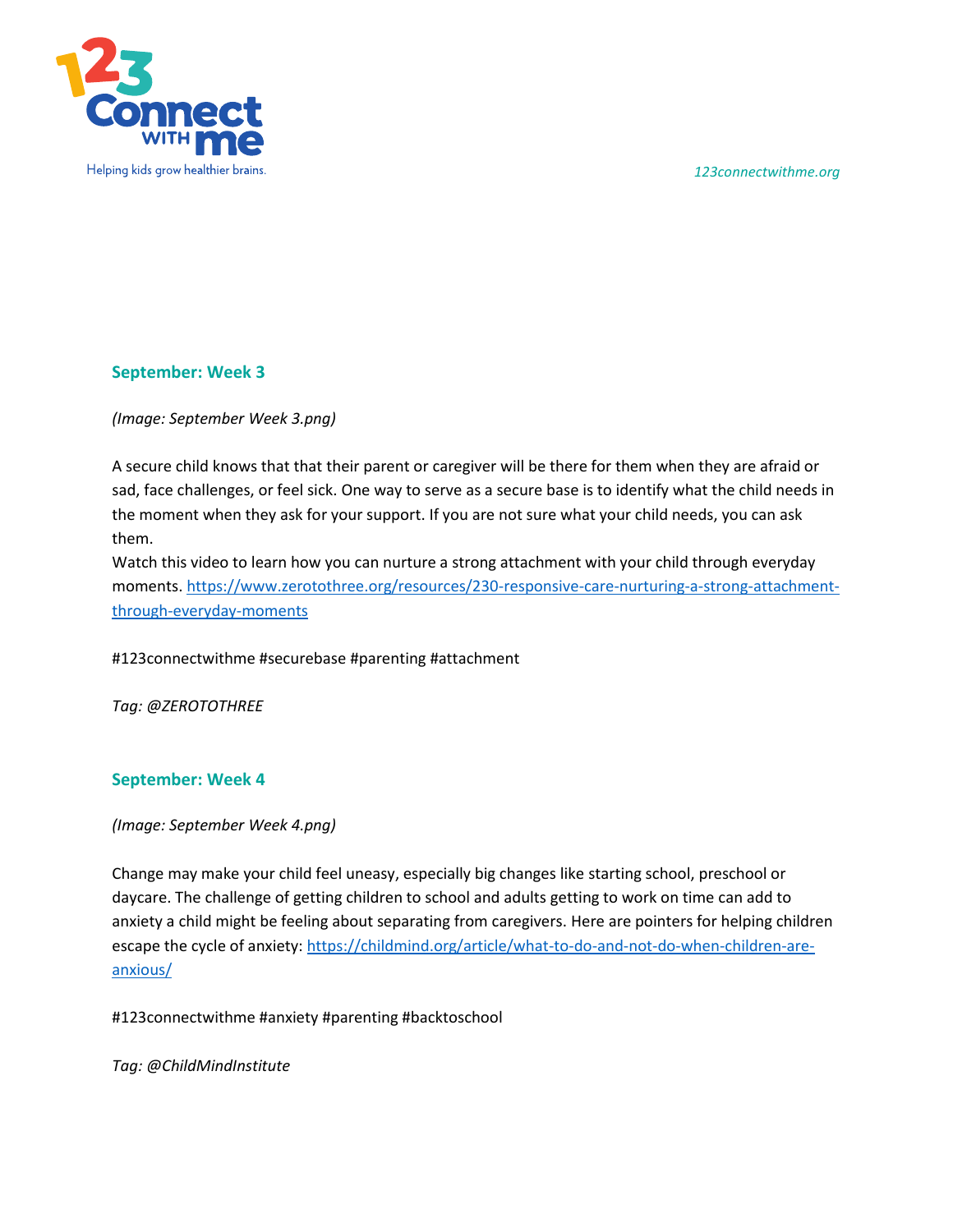## September: Week 3

*(Image: September Week 3.png)*

A secure child knows that that their parent or caregiver will be there for them when they are afraid or sad, face challenges, or feel sick. One way to serve as a secure base is to identify what the child needs in the moment when they ask for your support. If you are not sure what your child needs, you can ask them.
Watch this video to learn how you can nurture a strong attachment with your child through everyday moments. [https://www.zerotothree.org/resources/230-responsive-care-nurturing-a-strong-attachment-through-everyday-moments](https://www.zerotothree.org/resources/230-responsive-care-nurturing-a-strong-attachment-through-everyday-moments)

#123connectwithme #securebase #parenting #attachment

*Tag: @ZEROTOTHREE*

## September: Week 4

*(Image: September Week 4.png)*

Change may make your child feel uneasy, especially big changes like starting school, preschool or daycare. The challenge of getting children to school and adults getting to work on time can add to anxiety a child might be feeling about separating from caregivers. Here are pointers for helping children escape the cycle of anxiety: [https://childmind.org/article/what-to-do-and-not-do-when-children-are-anxious/](https://childmind.org/article/what-to-do-and-not-do-when-children-are-anxious/)

#123connectwithme #anxiety #parenting #backtoschool

*Tag: @ChildMindInstitute*